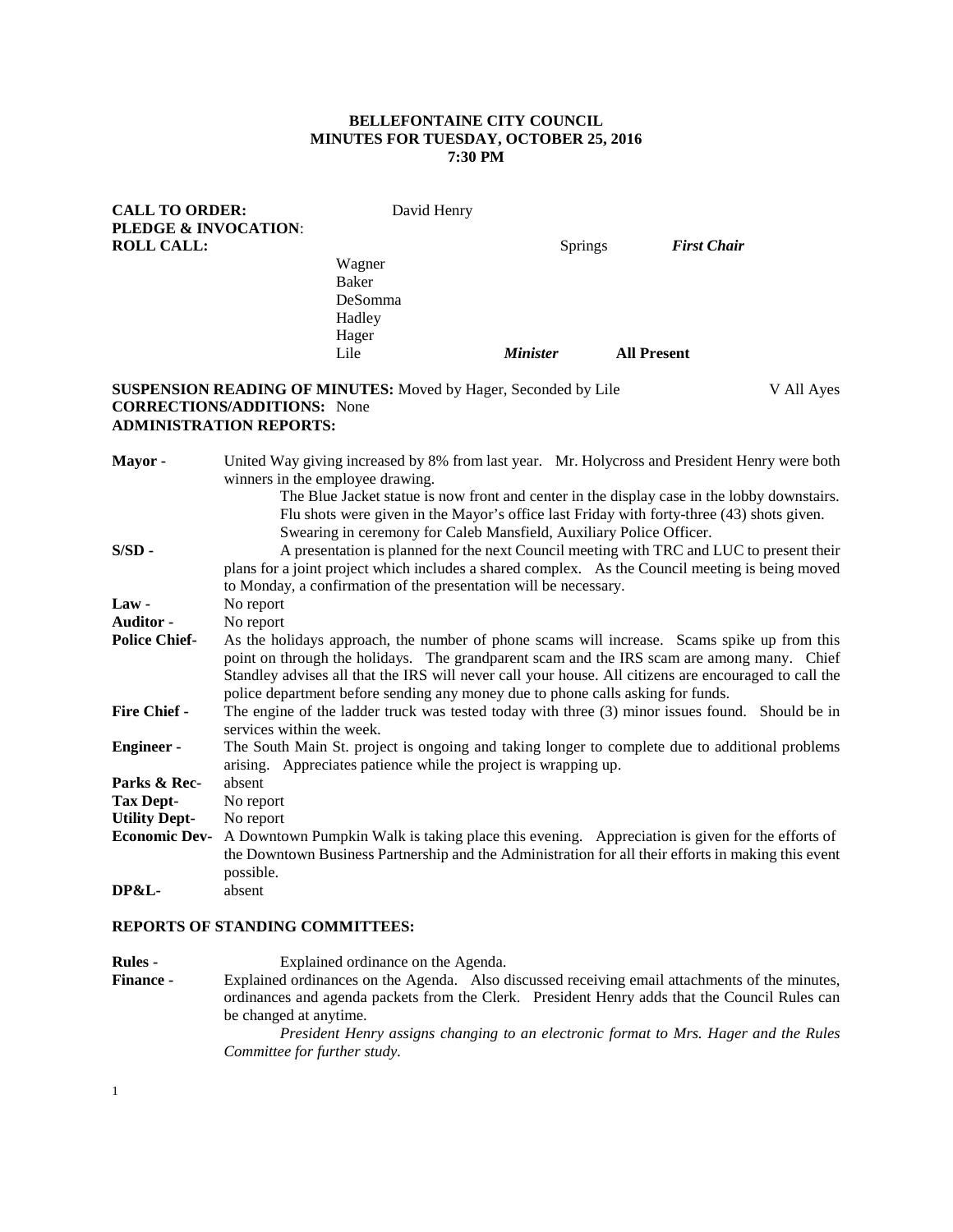**BELLEFONTAINE CITY COUNCIL**
**MINUTES FOR TUESDAY, OCTOBER 25, 2016**
**7:30 PM**

**CALL TO ORDER:** David Henry
**PLEDGE & INVOCATION**:
**ROLL CALL:** Springs ***First Chair***
Wagner
Baker
DeSomma
Hadley
Hager
Lile ***Minister*** **All Present**

**SUSPENSION READING OF MINUTES:** Moved by Hager, Seconded by Lile V All Ayes
**CORRECTIONS/ADDITIONS:** None
**ADMINISTRATION REPORTS:**

**Mayor -** United Way giving increased by 8% from last year. Mr. Holycross and President Henry were both winners in the employee drawing.
The Blue Jacket statue is now front and center in the display case in the lobby downstairs.
Flu shots were given in the Mayor's office last Friday with forty-three (43) shots given.
Swearing in ceremony for Caleb Mansfield, Auxiliary Police Officer.

**S/SD -** A presentation is planned for the next Council meeting with TRC and LUC to present their plans for a joint project which includes a shared complex. As the Council meeting is being moved to Monday, a confirmation of the presentation will be necessary.

**Law -** No report

**Auditor -** No report

**Police Chief-** As the holidays approach, the number of phone scams will increase. Scams spike up from this point on through the holidays. The grandparent scam and the IRS scam are among many. Chief Standley advises all that the IRS will never call your house. All citizens are encouraged to call the police department before sending any money due to phone calls asking for funds.

**Fire Chief -** The engine of the ladder truck was tested today with three (3) minor issues found. Should be in services within the week.

**Engineer -** The South Main St. project is ongoing and taking longer to complete due to additional problems arising. Appreciates patience while the project is wrapping up.

**Parks & Rec-** absent

**Tax Dept-** No report

**Utility Dept-** No report

**Economic Dev-** A Downtown Pumpkin Walk is taking place this evening. Appreciation is given for the efforts of the Downtown Business Partnership and the Administration for all their efforts in making this event possible.

**DP&L-** absent

**REPORTS OF STANDING COMMITTEES:**

**Rules -** Explained ordinance on the Agenda.

**Finance -** Explained ordinances on the Agenda. Also discussed receiving email attachments of the minutes, ordinances and agenda packets from the Clerk. President Henry adds that the Council Rules can be changed at anytime.
*President Henry assigns changing to an electronic format to Mrs. Hager and the Rules Committee for further study.*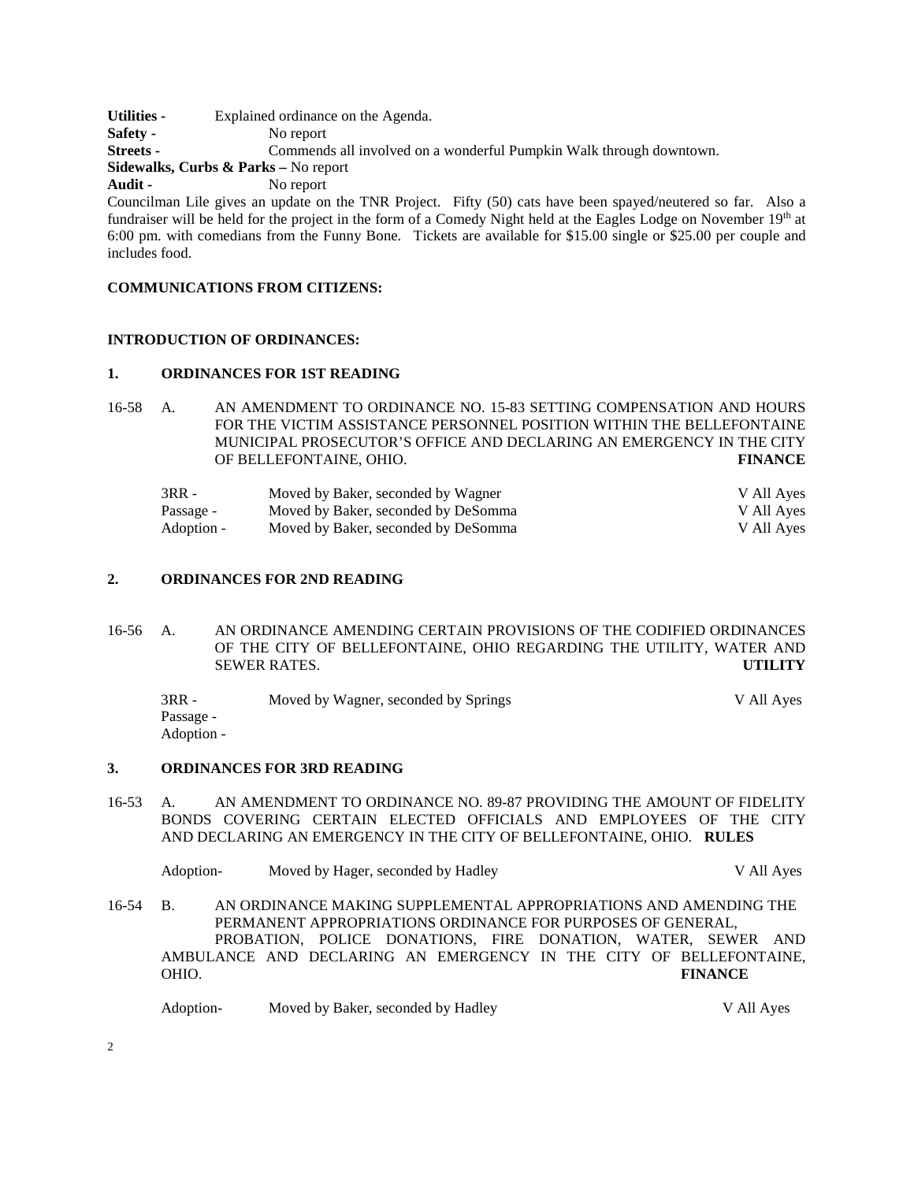**Utilities -** Explained ordinance on the Agenda.
**Safety -** No report
**Streets -** Commends all involved on a wonderful Pumpkin Walk through downtown.
**Sidewalks, Curbs & Parks –** No report
**Audit -** No report

Councilman Lile gives an update on the TNR Project. Fifty (50) cats have been spayed/neutered so far. Also a fundraiser will be held for the project in the form of a Comedy Night held at the Eagles Lodge on November 19th at 6:00 pm. with comedians from the Funny Bone. Tickets are available for $15.00 single or $25.00 per couple and includes food.

**COMMUNICATIONS FROM CITIZENS:**

**INTRODUCTION OF ORDINANCES:**

**1. ORDINANCES FOR 1ST READING**

16-58 A. AN AMENDMENT TO ORDINANCE NO. 15-83 SETTING COMPENSATION AND HOURS FOR THE VICTIM ASSISTANCE PERSONNEL POSITION WITHIN THE BELLEFONTAINE MUNICIPAL PROSECUTOR'S OFFICE AND DECLARING AN EMERGENCY IN THE CITY OF BELLEFONTAINE, OHIO. **FINANCE**

| | | |
|---|---|---|
| 3RR - | Moved by Baker, seconded by Wagner | V All Ayes |
| Passage - | Moved by Baker, seconded by DeSomma | V All Ayes |
| Adoption - | Moved by Baker, seconded by DeSomma | V All Ayes |

**2. ORDINANCES FOR 2ND READING**

16-56 A. AN ORDINANCE AMENDING CERTAIN PROVISIONS OF THE CODIFIED ORDINANCES OF THE CITY OF BELLEFONTAINE, OHIO REGARDING THE UTILITY, WATER AND SEWER RATES. **UTILITY**

| | | |
|---|---|---|
| 3RR - | Moved by Wagner, seconded by Springs | V All Ayes |
| Passage - | | |
| Adoption - | | |

**3. ORDINANCES FOR 3RD READING**

16-53 A. AN AMENDMENT TO ORDINANCE NO. 89-87 PROVIDING THE AMOUNT OF FIDELITY BONDS COVERING CERTAIN ELECTED OFFICIALS AND EMPLOYEES OF THE CITY AND DECLARING AN EMERGENCY IN THE CITY OF BELLEFONTAINE, OHIO. **RULES**

| | | |
|---|---|---|
| Adoption- | Moved by Hager, seconded by Hadley | V All Ayes |

16-54 B. AN ORDINANCE MAKING SUPPLEMENTAL APPROPRIATIONS AND AMENDING THE PERMANENT APPROPRIATIONS ORDINANCE FOR PURPOSES OF GENERAL, PROBATION, POLICE DONATIONS, FIRE DONATION, WATER, SEWER AND AMBULANCE AND DECLARING AN EMERGENCY IN THE CITY OF BELLEFONTAINE, OHIO. **FINANCE**

| | | |
|---|---|---|
| Adoption- | Moved by Baker, seconded by Hadley | V All Ayes |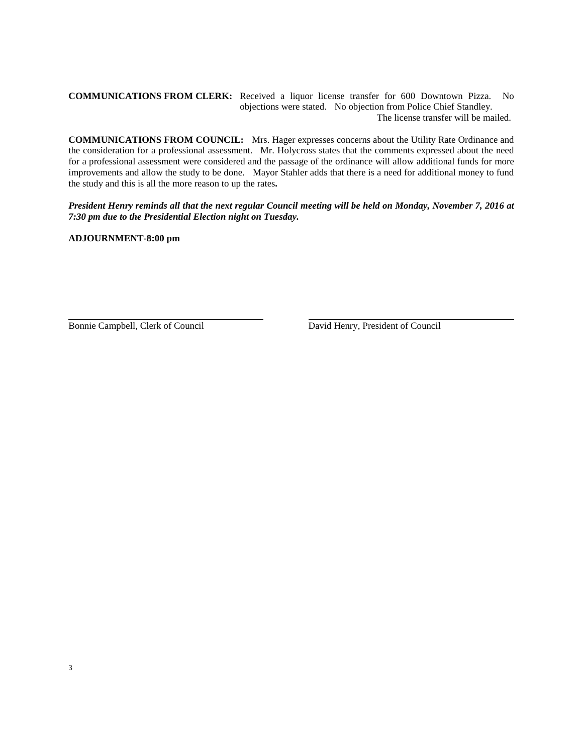**COMMUNICATIONS FROM CLERK:** Received a liquor license transfer for 600 Downtown Pizza. No objections were stated. No objection from Police Chief Standley. The license transfer will be mailed.

**COMMUNICATIONS FROM COUNCIL:** Mrs. Hager expresses concerns about the Utility Rate Ordinance and the consideration for a professional assessment. Mr. Holycross states that the comments expressed about the need for a professional assessment were considered and the passage of the ordinance will allow additional funds for more improvements and allow the study to be done. Mayor Stahler adds that there is a need for additional money to fund the study and this is all the more reason to up the rates**.**

***President Henry reminds all that the next regular Council meeting will be held on Monday, November 7, 2016 at 7:30 pm due to the Presidential Election night on Tuesday.***

**ADJOURNMENT-8:00 pm**

Bonnie Campbell, Clerk of Council

David Henry, President of Council